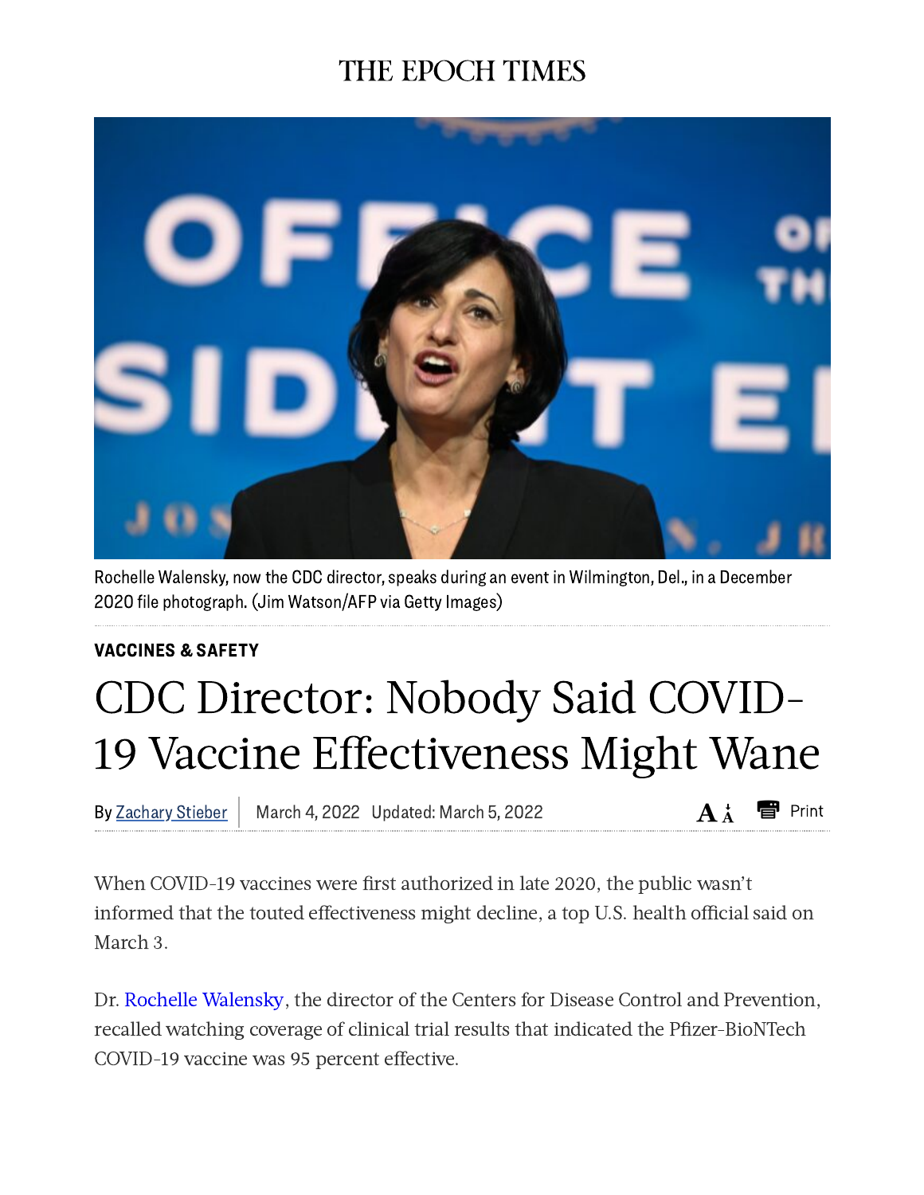THE EPOCH TIMES

Rochelle Walensky, now the CDC director, speaks during an event in Wilmington, Del., in a December 2020 file photograph. (Jim Watson/AFP via Getty Images)

**VACCINES & SAFETY**

# CDC Director: Nobody Said COVID-19 Vaccine Effectiveness Might Wane

By Zachary Stieber | March 4, 2022 Updated: March 5, 2022

When COVID-19 vaccines were first authorized in late 2020, the public wasn't informed that the touted effectiveness might decline, a top U.S. health official said on March 3.

Dr. Rochelle Walensky, the director of the Centers for Disease Control and Prevention, recalled watching coverage of clinical trial results that indicated the Pfizer-BioNTech COVID-19 vaccine was 95 percent effective.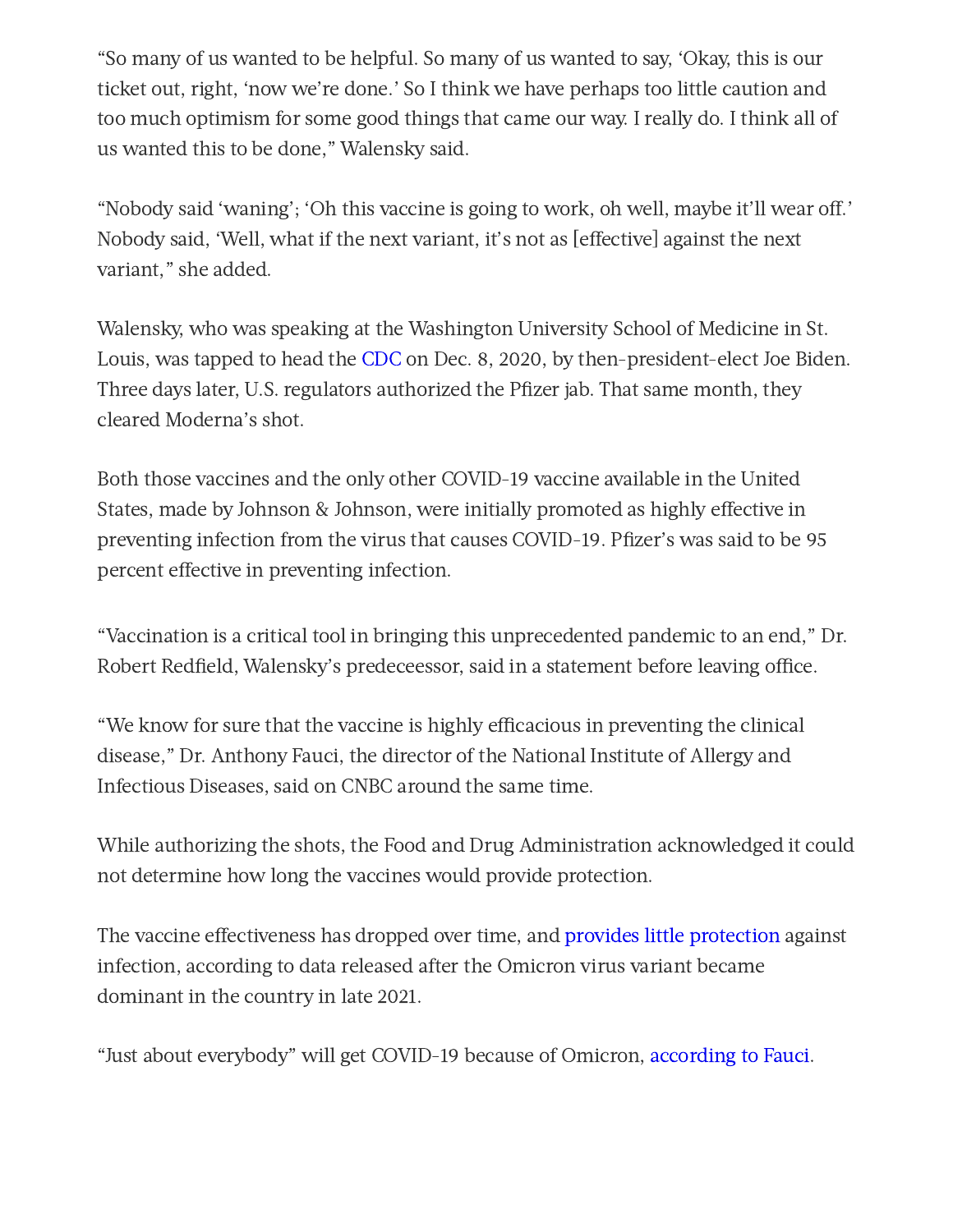"So many of us wanted to be helpful. So many of us wanted to say, 'Okay, this is our ticket out, right, 'now we're done.' So I think we have perhaps too little caution and too much optimism for some good things that came our way. I really do. I think all of us wanted this to be done," Walensky said.

"Nobody said 'waning'; 'Oh this vaccine is going to work, oh well, maybe it'll wear off.' Nobody said, 'Well, what if the next variant, it's not as [effective] against the next variant,'" she added.

Walensky, who was speaking at the Washington University School of Medicine in St. Louis, was tapped to head the CDC on Dec. 8, 2020, by then-president-elect Joe Biden. Three days later, U.S. regulators authorized the Pfizer jab. That same month, they cleared Moderna's shot.

Both those vaccines and the only other COVID-19 vaccine available in the United States, made by Johnson & Johnson, were initially promoted as highly effective in preventing infection from the virus that causes COVID-19. Pfizer's was said to be 95 percent effective in preventing infection.

"Vaccination is a critical tool in bringing this unprecedented pandemic to an end," Dr. Robert Redfield, Walensky's predeceessor, said in a statement before leaving office.

"We know for sure that the vaccine is highly efficacious in preventing the clinical disease," Dr. Anthony Fauci, the director of the National Institute of Allergy and Infectious Diseases, said on CNBC around the same time.

While authorizing the shots, the Food and Drug Administration acknowledged it could not determine how long the vaccines would provide protection.

The vaccine effectiveness has dropped over time, and provides little protection against infection, according to data released after the Omicron virus variant became dominant in the country in late 2021.

"Just about everybody" will get COVID-19 because of Omicron, according to Fauci.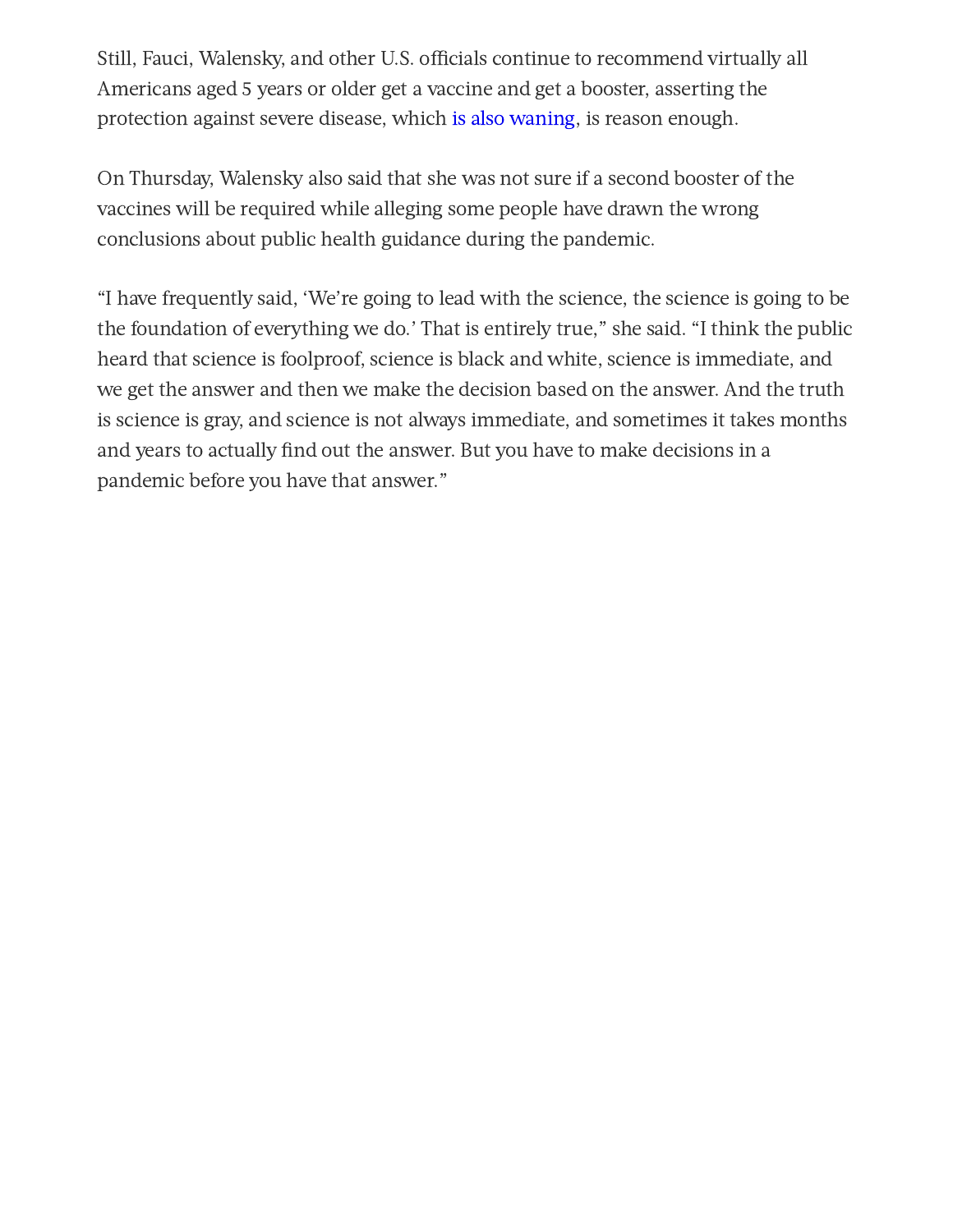Still, Fauci, Walensky, and other U.S. officials continue to recommend virtually all Americans aged 5 years or older get a vaccine and get a booster, asserting the protection against severe disease, which is also waning, is reason enough.

On Thursday, Walensky also said that she was not sure if a second booster of the vaccines will be required while alleging some people have drawn the wrong conclusions about public health guidance during the pandemic.

"I have frequently said, 'We're going to lead with the science, the science is going to be the foundation of everything we do.' That is entirely true," she said. "I think the public heard that science is foolproof, science is black and white, science is immediate, and we get the answer and then we make the decision based on the answer. And the truth is science is gray, and science is not always immediate, and sometimes it takes months and years to actually find out the answer. But you have to make decisions in a pandemic before you have that answer."